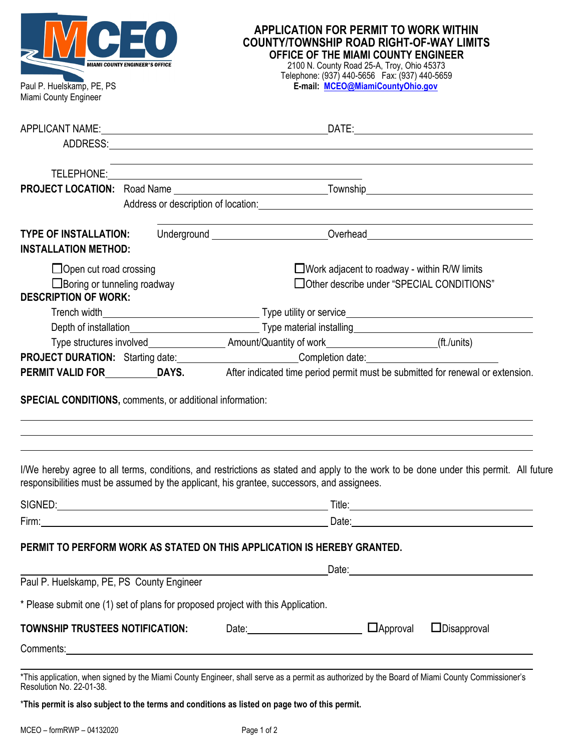MCEO
MIAMI COUNTY ENGINEER'S OFFICE

Paul P. Huelskamp, PE, PS
Miami County Engineer

# APPLICATION FOR PERMIT TO WORK WITHIN COUNTY/TOWNSHIP ROAD RIGHT-OF-WAY LIMITS

## OFFICE OF THE MIAMI COUNTY ENGINEER

2100 N. County Road 25-A, Troy, Ohio 45373
Telephone: (937) 440-5656 Fax: (937) 440-5659
**E-mail: MCEO@MiamiCountyOhio.gov**

APPLICANT NAME:______________________________ DATE:______________________

ADDRESS:____________________________________________________________

____________________________________________________________

TELEPHONE:______________________________

**PROJECT LOCATION:** Road Name ______________________ Township______________________

Address or description of location:____________________________________________

____________________________________________

**TYPE OF INSTALLATION:** Underground ______________________ Overhead______________________

**INSTALLATION METHOD:**

☐ Open cut road crossing

☐ Boring or tunneling roadway

☐ Work adjacent to roadway - within R/W limits

☐ Other describe under "SPECIAL CONDITIONS"

**DESCRIPTION OF WORK:**

Trench width______________________ Type utility or service______________________

Depth of installation______________________ Type material installing______________________

Type structures involved______________ Amount/Quantity of work______________(ft./units)

**PROJECT DURATION:** Starting date:______________________ Completion date:______________________

**PERMIT VALID FOR__________DAYS.** After indicated time period permit must be submitted for renewal or extension.

**SPECIAL CONDITIONS,** comments, or additional information:

____________________________________________________________

____________________________________________________________

____________________________________________________________

I/We hereby agree to all terms, conditions, and restrictions as stated and apply to the work to be done under this permit. All future responsibilities must be assumed by the applicant, his grantee, successors, and assignees.

SIGNED:______________________________ Title:______________________

Firm:______________________________ Date:______________________

**PERMIT TO PERFORM WORK AS STATED ON THIS APPLICATION IS HEREBY GRANTED.**

______________________________ Date:______________________

Paul P. Huelskamp, PE, PS County Engineer

* Please submit one (1) set of plans for proposed project with this Application.

**TOWNSHIP TRUSTEES NOTIFICATION:** Date:______________________ ☐ Approval ☐ Disapproval

Comments:____________________________________________________________

*This application, when signed by the Miami County Engineer, shall serve as a permit as authorized by the Board of Miami County Commissioner's Resolution No. 22-01-38.

***This permit is also subject to the terms and conditions as listed on page two of this permit.**

MCEO – formRWP – 04132020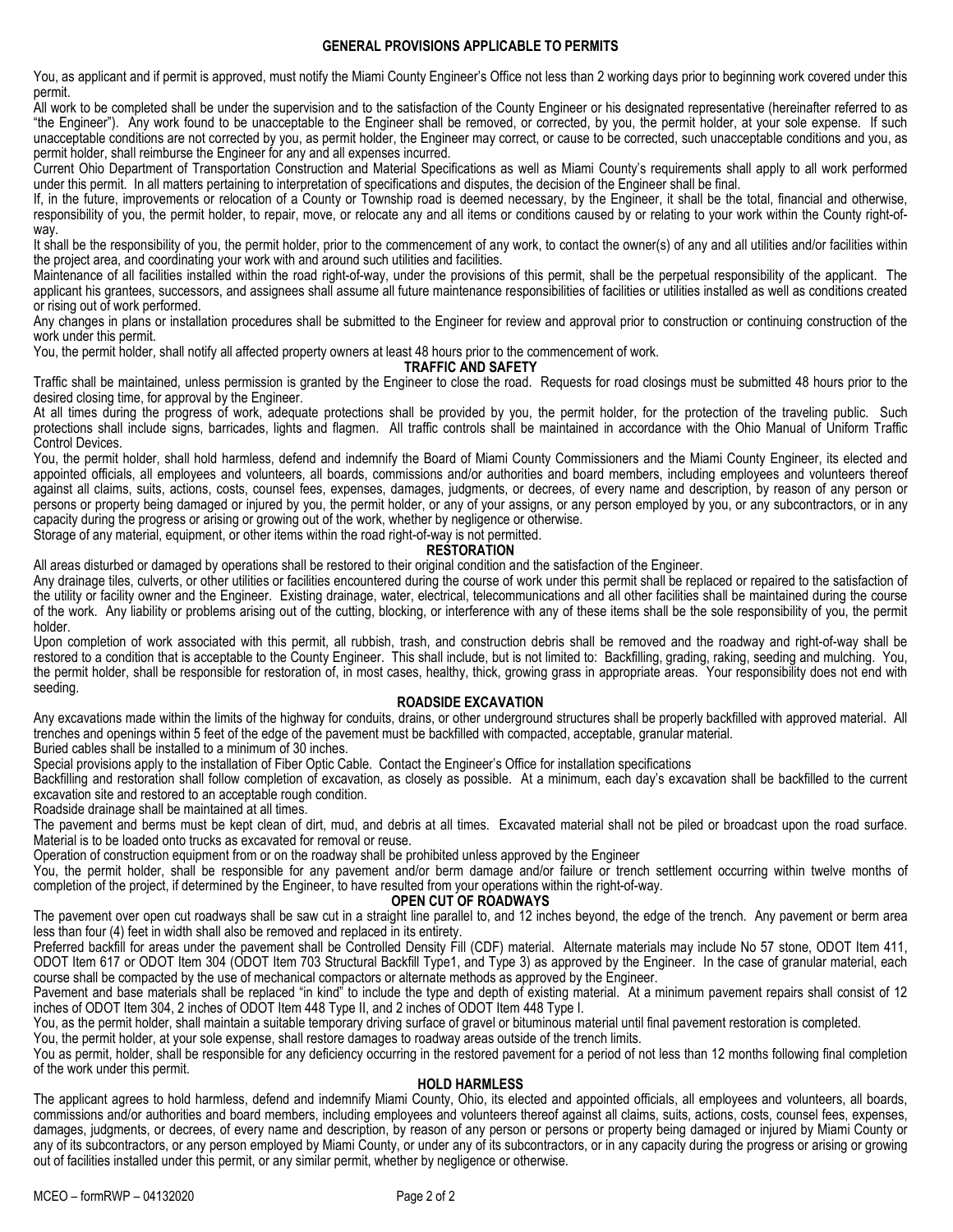## GENERAL PROVISIONS APPLICABLE TO PERMITS

You, as applicant and if permit is approved, must notify the Miami County Engineer's Office not less than 2 working days prior to beginning work covered under this permit.

All work to be completed shall be under the supervision and to the satisfaction of the County Engineer or his designated representative (hereinafter referred to as "the Engineer"). Any work found to be unacceptable to the Engineer shall be removed, or corrected, by you, the permit holder, at your sole expense. If such unacceptable conditions are not corrected by you, as permit holder, the Engineer may correct, or cause to be corrected, such unacceptable conditions and you, as permit holder, shall reimburse the Engineer for any and all expenses incurred.

Current Ohio Department of Transportation Construction and Material Specifications as well as Miami County's requirements shall apply to all work performed under this permit. In all matters pertaining to interpretation of specifications and disputes, the decision of the Engineer shall be final.

If, in the future, improvements or relocation of a County or Township road is deemed necessary, by the Engineer, it shall be the total, financial and otherwise, responsibility of you, the permit holder, to repair, move, or relocate any and all items or conditions caused by or relating to your work within the County right-of-way.

It shall be the responsibility of you, the permit holder, prior to the commencement of any work, to contact the owner(s) of any and all utilities and/or facilities within the project area, and coordinating your work with and around such utilities and facilities.

Maintenance of all facilities installed within the road right-of-way, under the provisions of this permit, shall be the perpetual responsibility of the applicant. The applicant his grantees, successors, and assignees shall assume all future maintenance responsibilities of facilities or utilities installed as well as conditions created or rising out of work performed.

Any changes in plans or installation procedures shall be submitted to the Engineer for review and approval prior to construction or continuing construction of the work under this permit.

You, the permit holder, shall notify all affected property owners at least 48 hours prior to the commencement of work.

### TRAFFIC AND SAFETY

Traffic shall be maintained, unless permission is granted by the Engineer to close the road. Requests for road closings must be submitted 48 hours prior to the desired closing time, for approval by the Engineer.

At all times during the progress of work, adequate protections shall be provided by you, the permit holder, for the protection of the traveling public. Such protections shall include signs, barricades, lights and flagmen. All traffic controls shall be maintained in accordance with the Ohio Manual of Uniform Traffic Control Devices.

You, the permit holder, shall hold harmless, defend and indemnify the Board of Miami County Commissioners and the Miami County Engineer, its elected and appointed officials, all employees and volunteers, all boards, commissions and/or authorities and board members, including employees and volunteers thereof against all claims, suits, actions, costs, counsel fees, expenses, damages, judgments, or decrees, of every name and description, by reason of any person or persons or property being damaged or injured by you, the permit holder, or any of your assigns, or any person employed by you, or any subcontractors, or in any capacity during the progress or arising or growing out of the work, whether by negligence or otherwise.

Storage of any material, equipment, or other items within the road right-of-way is not permitted.

### RESTORATION

All areas disturbed or damaged by operations shall be restored to their original condition and the satisfaction of the Engineer.

Any drainage tiles, culverts, or other utilities or facilities encountered during the course of work under this permit shall be replaced or repaired to the satisfaction of the utility or facility owner and the Engineer. Existing drainage, water, electrical, telecommunications and all other facilities shall be maintained during the course of the work. Any liability or problems arising out of the cutting, blocking, or interference with any of these items shall be the sole responsibility of you, the permit holder.

Upon completion of work associated with this permit, all rubbish, trash, and construction debris shall be removed and the roadway and right-of-way shall be restored to a condition that is acceptable to the County Engineer. This shall include, but is not limited to: Backfilling, grading, raking, seeding and mulching. You, the permit holder, shall be responsible for restoration of, in most cases, healthy, thick, growing grass in appropriate areas. Your responsibility does not end with seeding.

### ROADSIDE EXCAVATION

Any excavations made within the limits of the highway for conduits, drains, or other underground structures shall be properly backfilled with approved material. All trenches and openings within 5 feet of the edge of the pavement must be backfilled with compacted, acceptable, granular material.

Buried cables shall be installed to a minimum of 30 inches.

Special provisions apply to the installation of Fiber Optic Cable. Contact the Engineer's Office for installation specifications

Backfilling and restoration shall follow completion of excavation, as closely as possible. At a minimum, each day's excavation shall be backfilled to the current excavation site and restored to an acceptable rough condition.

Roadside drainage shall be maintained at all times.

The pavement and berms must be kept clean of dirt, mud, and debris at all times. Excavated material shall not be piled or broadcast upon the road surface. Material is to be loaded onto trucks as excavated for removal or reuse.

Operation of construction equipment from or on the roadway shall be prohibited unless approved by the Engineer

You, the permit holder, shall be responsible for any pavement and/or berm damage and/or failure or trench settlement occurring within twelve months of completion of the project, if determined by the Engineer, to have resulted from your operations within the right-of-way.

### OPEN CUT OF ROADWAYS

The pavement over open cut roadways shall be saw cut in a straight line parallel to, and 12 inches beyond, the edge of the trench. Any pavement or berm area less than four (4) feet in width shall also be removed and replaced in its entirety.

Preferred backfill for areas under the pavement shall be Controlled Density Fill (CDF) material. Alternate materials may include No 57 stone, ODOT Item 411, ODOT Item 617 or ODOT Item 304 (ODOT Item 703 Structural Backfill Type1, and Type 3) as approved by the Engineer. In the case of granular material, each course shall be compacted by the use of mechanical compactors or alternate methods as approved by the Engineer.

Pavement and base materials shall be replaced "in kind" to include the type and depth of existing material. At a minimum pavement repairs shall consist of 12 inches of ODOT Item 304, 2 inches of ODOT Item 448 Type II, and 2 inches of ODOT Item 448 Type I.

You, as the permit holder, shall maintain a suitable temporary driving surface of gravel or bituminous material until final pavement restoration is completed.

You, the permit holder, at your sole expense, shall restore damages to roadway areas outside of the trench limits.

You as permit, holder, shall be responsible for any deficiency occurring in the restored pavement for a period of not less than 12 months following final completion of the work under this permit.

### HOLD HARMLESS

The applicant agrees to hold harmless, defend and indemnify Miami County, Ohio, its elected and appointed officials, all employees and volunteers, all boards, commissions and/or authorities and board members, including employees and volunteers thereof against all claims, suits, actions, costs, counsel fees, expenses, damages, judgments, or decrees, of every name and description, by reason of any person or persons or property being damaged or injured by Miami County or any of its subcontractors, or any person employed by Miami County, or under any of its subcontractors, or in any capacity during the progress or arising or growing out of facilities installed under this permit, or any similar permit, whether by negligence or otherwise.

MCEO – formRWP – 04132020